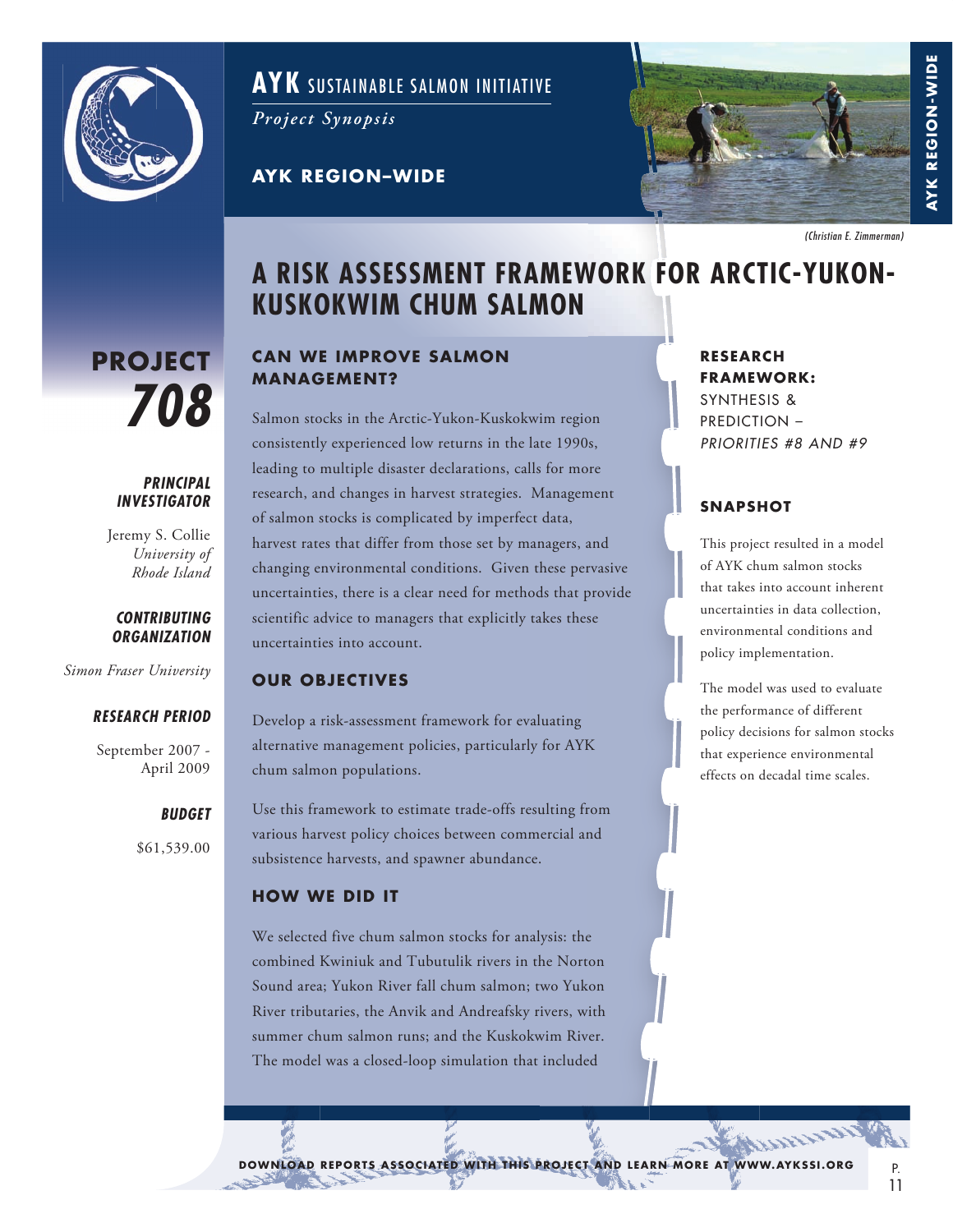# AYK SUSTAINABLE SALMON INITIATIVE

*Project Synopsis*

**AYK REGION–WIDE**

*(Christian E. Zimmerman)*

# A RISK ASSESSMENT FRAMEWORK FOR ARCTIC-YUKON-KUSKOKWIM CHUM SALMON

## PROJECT *708*

***PRINCIPAL INVESTIGATOR***

Jeremy S. Collie
*University of Rhode Island*

***CONTRIBUTING ORGANIZATION***

*Simon Fraser University*

***RESEARCH PERIOD***

September 2007 - April 2009

***BUDGET***

$61,539.00

## CAN WE IMPROVE SALMON MANAGEMENT?

Salmon stocks in the Arctic-Yukon-Kuskokwim region consistently experienced low returns in the late 1990s, leading to multiple disaster declarations, calls for more research, and changes in harvest strategies. Management of salmon stocks is complicated by imperfect data, harvest rates that differ from those set by managers, and changing environmental conditions. Given these pervasive uncertainties, there is a clear need for methods that provide scientific advice to managers that explicitly takes these uncertainties into account.

## OUR OBJECTIVES

Develop a risk-assessment framework for evaluating alternative management policies, particularly for AYK chum salmon populations.

Use this framework to estimate trade-offs resulting from various harvest policy choices between commercial and subsistence harvests, and spawner abundance.

## HOW WE DID IT

We selected five chum salmon stocks for analysis: the combined Kwiniuk and Tubutulik rivers in the Norton Sound area; Yukon River fall chum salmon; two Yukon River tributaries, the Anvik and Andreafsky rivers, with summer chum salmon runs; and the Kuskokwim River. The model was a closed-loop simulation that included

**RESEARCH FRAMEWORK:**
SYNTHESIS & PREDICTION –
*PRIORITIES #8 AND #9*

## SNAPSHOT

This project resulted in a model of AYK chum salmon stocks that takes into account inherent uncertainties in data collection, environmental conditions and policy implementation.

The model was used to evaluate the performance of different policy decisions for salmon stocks that experience environmental effects on decadal time scales.

**DOWNLOAD REPORTS ASSOCIATED WITH THIS PROJECT AND LEARN MORE AT WWW.AYKSSI.ORG**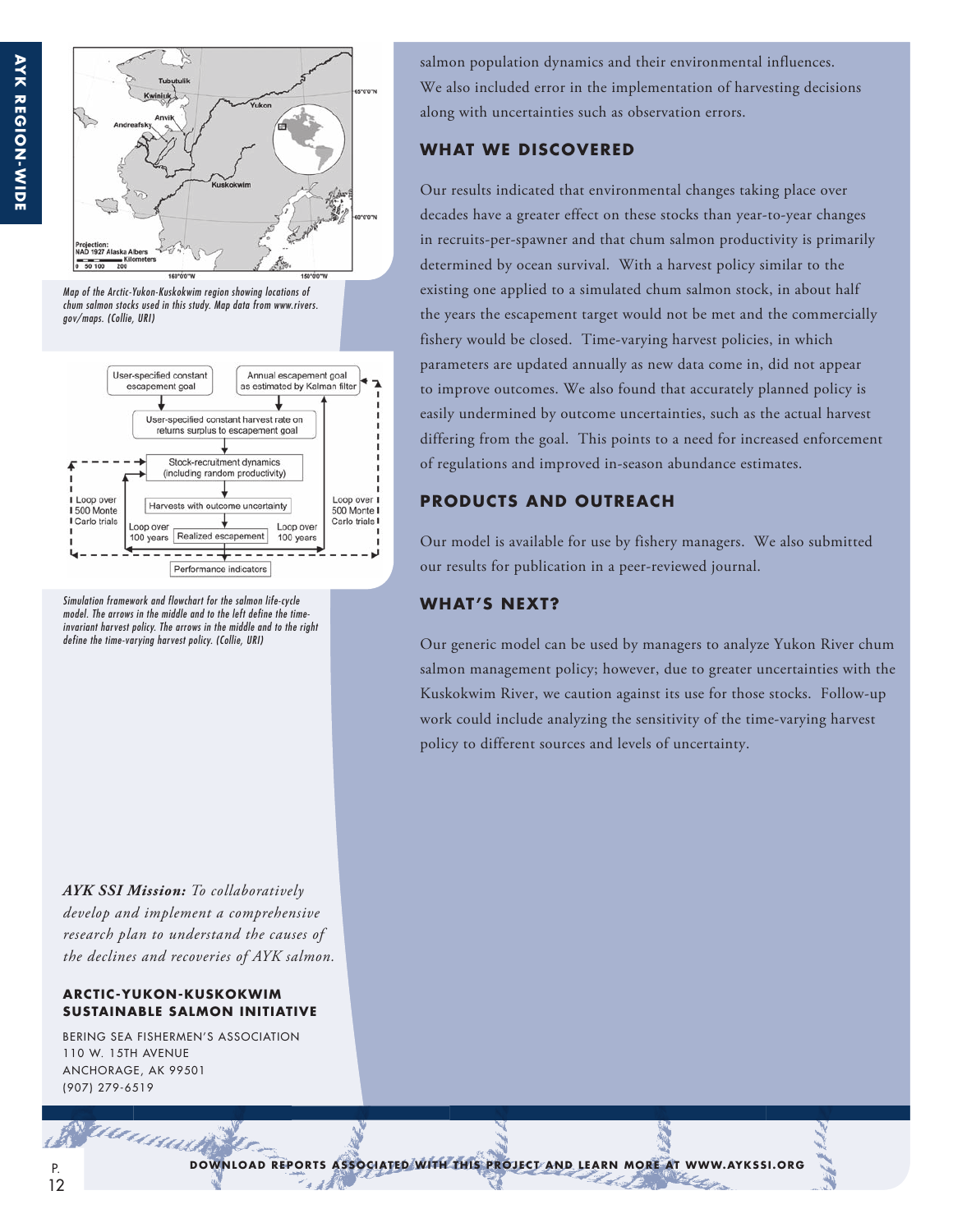Tubutulik
Kwiniuk
Anvik
Andreafsky
Yukon
Kuskokwim
65°0'0"N
60°0'0"N
Projection:
NAD 1927 Alaska Albers
Kilometers
0 50 100 200
160°0'0"W
150°0'0"W

*Map of the Arctic-Yukon-Kuskokwim region showing locations of chum salmon stocks used in this study. Map data from www.rivers.gov/maps. (Collie, URI)*

User-specified constant escapement goal
Annual escapement goal as estimated by Kalman filter
User-specified constant harvest rate on returns surplus to escapement goal
Stock-recruitment dynamics (including random productivity)
Harvests with outcome uncertainty
Loop over 500 Monte Carlo trials
Loop over 500 Monte Carlo trials
Loop over 100 years
Realized escapement
Loop over 100 years
Performance indicators

*Simulation framework and flowchart for the salmon life-cycle model. The arrows in the middle and to the left define the time-invariant harvest policy. The arrows in the middle and to the right define the time-varying harvest policy. (Collie, URI)*

salmon population dynamics and their environmental influences. We also included error in the implementation of harvesting decisions along with uncertainties such as observation errors.

## WHAT WE DISCOVERED

Our results indicated that environmental changes taking place over decades have a greater effect on these stocks than year-to-year changes in recruits-per-spawner and that chum salmon productivity is primarily determined by ocean survival. With a harvest policy similar to the existing one applied to a simulated chum salmon stock, in about half the years the escapement target would not be met and the commercially fishery would be closed. Time-varying harvest policies, in which parameters are updated annually as new data come in, did not appear to improve outcomes. We also found that accurately planned policy is easily undermined by outcome uncertainties, such as the actual harvest differing from the goal. This points to a need for increased enforcement of regulations and improved in-season abundance estimates.

## PRODUCTS AND OUTREACH

Our model is available for use by fishery managers. We also submitted our results for publication in a peer-reviewed journal.

## WHAT'S NEXT?

Our generic model can be used by managers to analyze Yukon River chum salmon management policy; however, due to greater uncertainties with the Kuskokwim River, we caution against its use for those stocks. Follow-up work could include analyzing the sensitivity of the time-varying harvest policy to different sources and levels of uncertainty.

***AYK SSI Mission:*** *To collaboratively develop and implement a comprehensive research plan to understand the causes of the declines and recoveries of AYK salmon.*

**ARCTIC-YUKON-KUSKOKWIM SUSTAINABLE SALMON INITIATIVE**

BERING SEA FISHERMEN'S ASSOCIATION
110 W. 15TH AVENUE
ANCHORAGE, AK 99501
(907) 279-6519

**DOWNLOAD REPORTS ASSOCIATED WITH THIS PROJECT AND LEARN MORE AT WWW.AYKSSI.ORG**